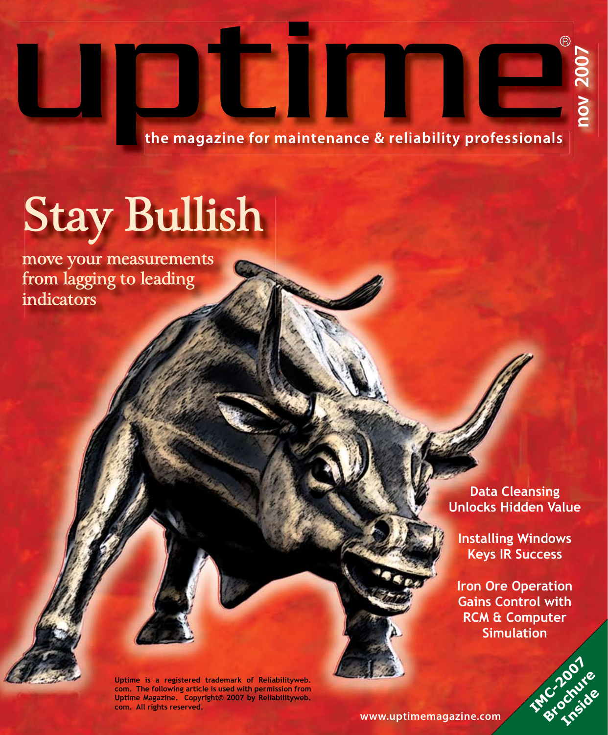# uptime

nov 2007

the magazine for maintenance & reliability professionals

## Stay Bullish

move your measurements from lagging to leading indicators

**Data Cleansing Unlocks Hidden Value**

**Installing Windows Keys IR Success**

**Iron Ore Operation Gains Control with RCM & Computer Simulation**

**IMC-2007 Brochure Inside**

**Uptime is a registered trademark of Reliabilityweb.com. The following article is used with permission from Uptime Magazine. Copyright© 2007 by Reliabilityweb.com. All rights reserved.**

www.uptimemagazine.com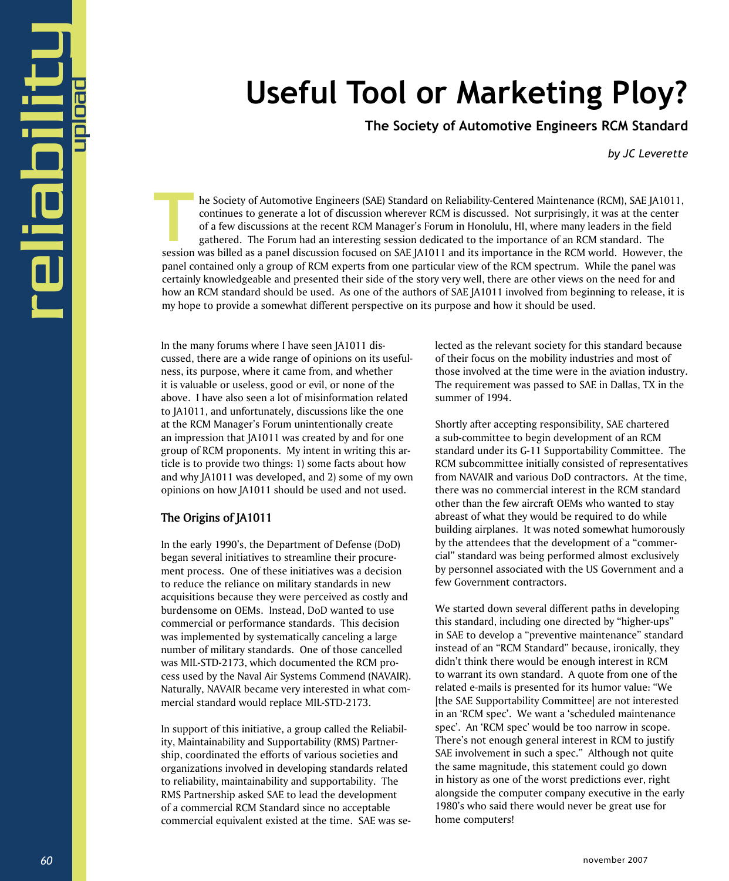# Useful Tool or Marketing Ploy?

### The Society of Automotive Engineers RCM Standard

*by JC Leverette*

The Society of Automotive Engineers (SAE) Standard on Reliability-Centered Maintenance (RCM), SAE JA1011, continues to generate a lot of discussion wherever RCM is discussed. Not surprisingly, it was at the center of a few discussions at the recent RCM Manager's Forum in Honolulu, HI, where many leaders in the field gathered. The Forum had an interesting session dedicated to the importance of an RCM standard. The session was billed as a panel discussion focused on SAE JA1011 and its importance in the RCM world. However, the panel contained only a group of RCM experts from one particular view of the RCM spectrum. While the panel was certainly knowledgeable and presented their side of the story very well, there are other views on the need for and how an RCM standard should be used. As one of the authors of SAE JA1011 involved from beginning to release, it is my hope to provide a somewhat different perspective on its purpose and how it should be used.

In the many forums where I have seen JA1011 discussed, there are a wide range of opinions on its usefulness, its purpose, where it came from, and whether it is valuable or useless, good or evil, or none of the above. I have also seen a lot of misinformation related to JA1011, and unfortunately, discussions like the one at the RCM Manager's Forum unintentionally create an impression that JA1011 was created by and for one group of RCM proponents. My intent in writing this article is to provide two things: 1) some facts about how and why JA1011 was developed, and 2) some of my own opinions on how JA1011 should be used and not used.

## The Origins of JA1011

In the early 1990's, the Department of Defense (DoD) began several initiatives to streamline their procurement process. One of these initiatives was a decision to reduce the reliance on military standards in new acquisitions because they were perceived as costly and burdensome on OEMs. Instead, DoD wanted to use commercial or performance standards. This decision was implemented by systematically canceling a large number of military standards. One of those cancelled was MIL-STD-2173, which documented the RCM process used by the Naval Air Systems Commend (NAVAIR). Naturally, NAVAIR became very interested in what commercial standard would replace MIL-STD-2173.

In support of this initiative, a group called the Reliability, Maintainability and Supportability (RMS) Partnership, coordinated the efforts of various societies and organizations involved in developing standards related to reliability, maintainability and supportability. The RMS Partnership asked SAE to lead the development of a commercial RCM Standard since no acceptable commercial equivalent existed at the time. SAE was selected as the relevant society for this standard because of their focus on the mobility industries and most of those involved at the time were in the aviation industry. The requirement was passed to SAE in Dallas, TX in the summer of 1994.

Shortly after accepting responsibility, SAE chartered a sub-committee to begin development of an RCM standard under its G-11 Supportability Committee. The RCM subcommittee initially consisted of representatives from NAVAIR and various DoD contractors. At the time, there was no commercial interest in the RCM standard other than the few aircraft OEMs who wanted to stay abreast of what they would be required to do while building airplanes. It was noted somewhat humorously by the attendees that the development of a "commercial" standard was being performed almost exclusively by personnel associated with the US Government and a few Government contractors.

We started down several different paths in developing this standard, including one directed by "higher-ups" in SAE to develop a "preventive maintenance" standard instead of an "RCM Standard" because, ironically, they didn't think there would be enough interest in RCM to warrant its own standard. A quote from one of the related e-mails is presented for its humor value: "We [the SAE Supportability Committee] are not interested in an 'RCM spec'. We want a 'scheduled maintenance spec'. An 'RCM spec' would be too narrow in scope. There's not enough general interest in RCM to justify SAE involvement in such a spec." Although not quite the same magnitude, this statement could go down in history as one of the worst predictions ever, right alongside the computer company executive in the early 1980's who said there would never be great use for home computers!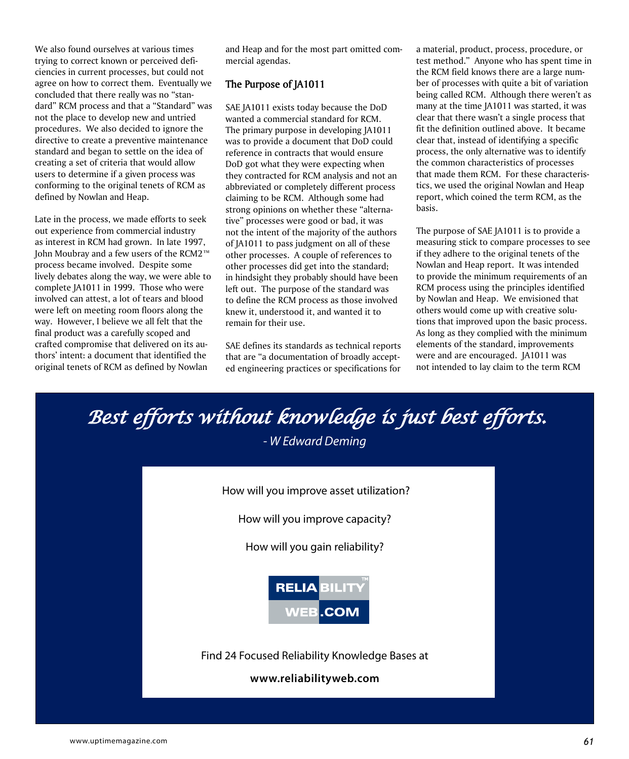We also found ourselves at various times trying to correct known or perceived deficiencies in current processes, but could not agree on how to correct them. Eventually we concluded that there really was no "standard" RCM process and that a "Standard" was not the place to develop new and untried procedures. We also decided to ignore the directive to create a preventive maintenance standard and began to settle on the idea of creating a set of criteria that would allow users to determine if a given process was conforming to the original tenets of RCM as defined by Nowlan and Heap.

Late in the process, we made efforts to seek out experience from commercial industry as interest in RCM had grown. In late 1997, John Moubray and a few users of the RCM2™ process became involved. Despite some lively debates along the way, we were able to complete JA1011 in 1999. Those who were involved can attest, a lot of tears and blood were left on meeting room floors along the way. However, I believe we all felt that the final product was a carefully scoped and crafted compromise that delivered on its authors' intent: a document that identified the original tenets of RCM as defined by Nowlan and Heap and for the most part omitted commercial agendas.

## The Purpose of JA1011

SAE JA1011 exists today because the DoD wanted a commercial standard for RCM. The primary purpose in developing JA1011 was to provide a document that DoD could reference in contracts that would ensure DoD got what they were expecting when they contracted for RCM analysis and not an abbreviated or completely different process claiming to be RCM. Although some had strong opinions on whether these "alternative" processes were good or bad, it was not the intent of the majority of the authors of JA1011 to pass judgment on all of these other processes. A couple of references to other processes did get into the standard; in hindsight they probably should have been left out. The purpose of the standard was to define the RCM process as those involved knew it, understood it, and wanted it to remain for their use.

SAE defines its standards as technical reports that are "a documentation of broadly accepted engineering practices or specifications for a material, product, process, procedure, or test method." Anyone who has spent time in the RCM field knows there are a large number of processes with quite a bit of variation being called RCM. Although there weren't as many at the time JA1011 was started, it was clear that there wasn't a single process that fit the definition outlined above. It became clear that, instead of identifying a specific process, the only alternative was to identify the common characteristics of processes that made them RCM. For these characteristics, we used the original Nowlan and Heap report, which coined the term RCM, as the basis.

The purpose of SAE JA1011 is to provide a measuring stick to compare processes to see if they adhere to the original tenets of the Nowlan and Heap report. It was intended to provide the minimum requirements of an RCM process using the principles identified by Nowlan and Heap. We envisioned that others would come up with creative solutions that improved upon the basic process. As long as they complied with the minimum elements of the standard, improvements were and are encouraged. JA1011 was not intended to lay claim to the term RCM

*Best efforts without knowledge is just best efforts.*

*- W Edward Deming*

How will you improve asset utilization?

How will you improve capacity?

How will you gain reliability?

RELIABILITY WEB.COM

Find 24 Focused Reliability Knowledge Bases at

**www.reliabilityweb.com**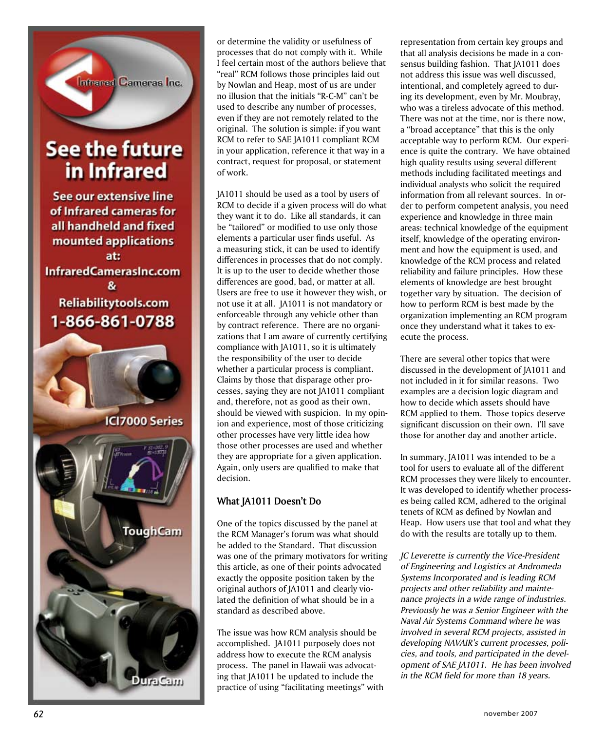or determine the validity or usefulness of processes that do not comply with it. While I feel certain most of the authors believe that "real" RCM follows those principles laid out by Nowlan and Heap, most of us are under no illusion that the initials "R-C-M" can't be used to describe any number of processes, even if they are not remotely related to the original. The solution is simple: if you want RCM to refer to SAE JA1011 compliant RCM in your application, reference it that way in a contract, request for proposal, or statement of work.

JA1011 should be used as a tool by users of RCM to decide if a given process will do what they want it to do. Like all standards, it can be "tailored" or modified to use only those elements a particular user finds useful. As a measuring stick, it can be used to identify differences in processes that do not comply. It is up to the user to decide whether those differences are good, bad, or matter at all. Users are free to use it however they wish, or not use it at all. JA1011 is not mandatory or enforceable through any vehicle other than by contract reference. There are no organizations that I am aware of currently certifying compliance with JA1011, so it is ultimately the responsibility of the user to decide whether a particular process is compliant. Claims by those that disparage other processes, saying they are not JA1011 compliant and, therefore, not as good as their own, should be viewed with suspicion. In my opinion and experience, most of those criticizing other processes have very little idea how those other processes are used and whether they are appropriate for a given application. Again, only users are qualified to make that decision.

## What JA1011 Doesn't Do

One of the topics discussed by the panel at the RCM Manager's forum was what should be added to the Standard. That discussion was one of the primary motivators for writing this article, as one of their points advocated exactly the opposite position taken by the original authors of JA1011 and clearly violated the definition of what should be in a standard as described above.

The issue was how RCM analysis should be accomplished. JA1011 purposely does not address how to execute the RCM analysis process. The panel in Hawaii was advocating that JA1011 be updated to include the practice of using "facilitating meetings" with representation from certain key groups and that all analysis decisions be made in a consensus building fashion. That JA1011 does not address this issue was well discussed, intentional, and completely agreed to during its development, even by Mr. Moubray, who was a tireless advocate of this method. There was not at the time, nor is there now, a "broad acceptance" that this is the only acceptable way to perform RCM. Our experience is quite the contrary. We have obtained high quality results using several different methods including facilitated meetings and individual analysts who solicit the required information from all relevant sources. In order to perform competent analysis, you need experience and knowledge in three main areas: technical knowledge of the equipment itself, knowledge of the operating environment and how the equipment is used, and knowledge of the RCM process and related reliability and failure principles. How these elements of knowledge are best brought together vary by situation. The decision of how to perform RCM is best made by the organization implementing an RCM program once they understand what it takes to execute the process.

There are several other topics that were discussed in the development of JA1011 and not included in it for similar reasons. Two examples are a decision logic diagram and how to decide which assets should have RCM applied to them. Those topics deserve significant discussion on their own. I'll save those for another day and another article.

In summary, JA1011 was intended to be a tool for users to evaluate all of the different RCM processes they were likely to encounter. It was developed to identify whether processes being called RCM, adhered to the original tenets of RCM as defined by Nowlan and Heap. How users use that tool and what they do with the results are totally up to them.

*JC Leverette is currently the Vice-President of Engineering and Logistics at Andromeda Systems Incorporated and is leading RCM projects and other reliability and maintenance projects in a wide range of industries. Previously he was a Senior Engineer with the Naval Air Systems Command where he was involved in several RCM projects, assisted in developing NAVAIR's current processes, policies, and tools, and participated in the development of SAE JA1011. He has been involved in the RCM field for more than 18 years.*

Infrared Cameras Inc.

**See the future in Infrared**

**See our extensive line of Infrared cameras for all handheld and fixed mounted applications at:**

**InfraredCamerasInc.com & Reliabilitytools.com**

**1-866-861-0788**

**ICI7000 Series**

**ToughCam**

**DuraCam**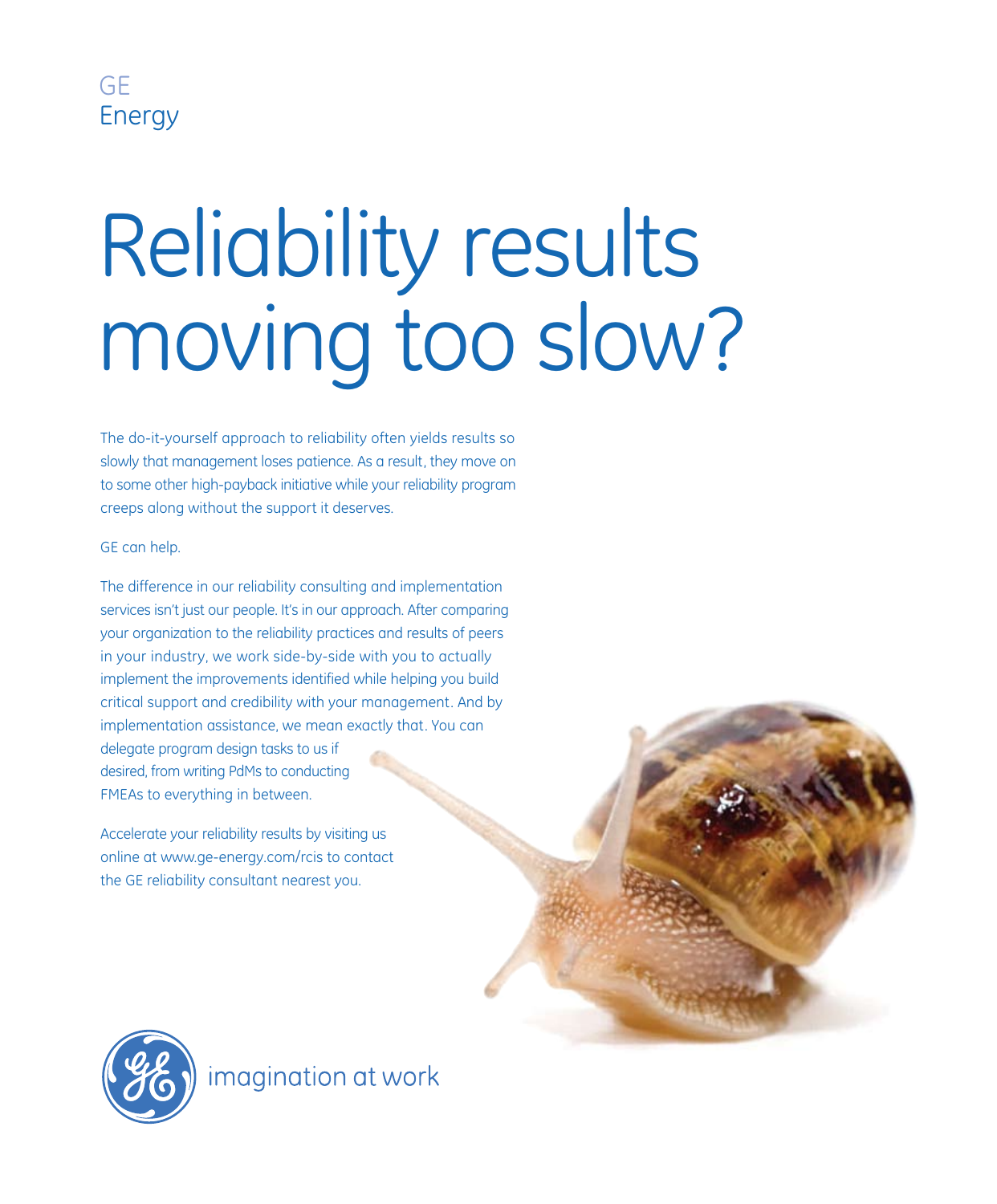GE
Energy

# Reliability results moving too slow?

The do-it-yourself approach to reliability often yields results so slowly that management loses patience. As a result, they move on to some other high-payback initiative while your reliability program creeps along without the support it deserves.

GE can help.

The difference in our reliability consulting and implementation services isn't just our people. It's in our approach. After comparing your organization to the reliability practices and results of peers in your industry, we work side-by-side with you to actually implement the improvements identified while helping you build critical support and credibility with your management. And by implementation assistance, we mean exactly that. You can delegate program design tasks to us if desired, from writing PdMs to conducting FMEAs to everything in between.

Accelerate your reliability results by visiting us online at www.ge-energy.com/rcis to contact the GE reliability consultant nearest you.

imagination at work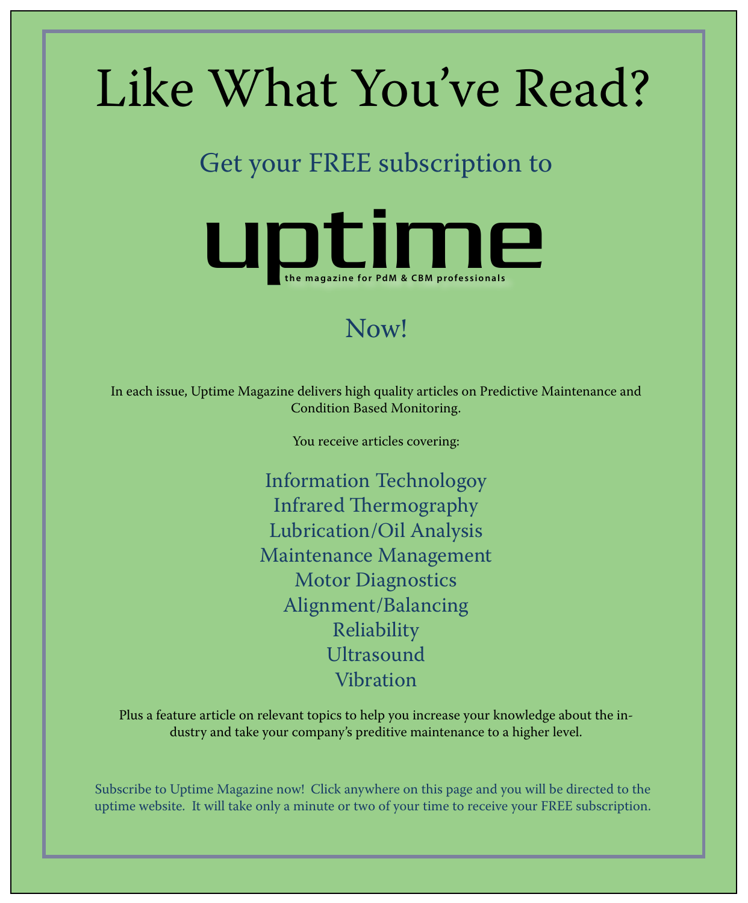# Like What You've Read?

## Get your FREE subscription to

**uptime**

the magazine for PdM & CBM professionals

## Now!

In each issue, Uptime Magazine delivers high quality articles on Predictive Maintenance and Condition Based Monitoring.

You receive articles covering:

Information Technologoy
Infrared Thermography
Lubrication/Oil Analysis
Maintenance Management
Motor Diagnostics
Alignment/Balancing
Reliability
Ultrasound
Vibration

Plus a feature article on relevant topics to help you increase your knowledge about the industry and take your company's preditive maintenance to a higher level.

Subscribe to Uptime Magazine now! Click anywhere on this page and you will be directed to the uptime website. It will take only a minute or two of your time to receive your FREE subscription.